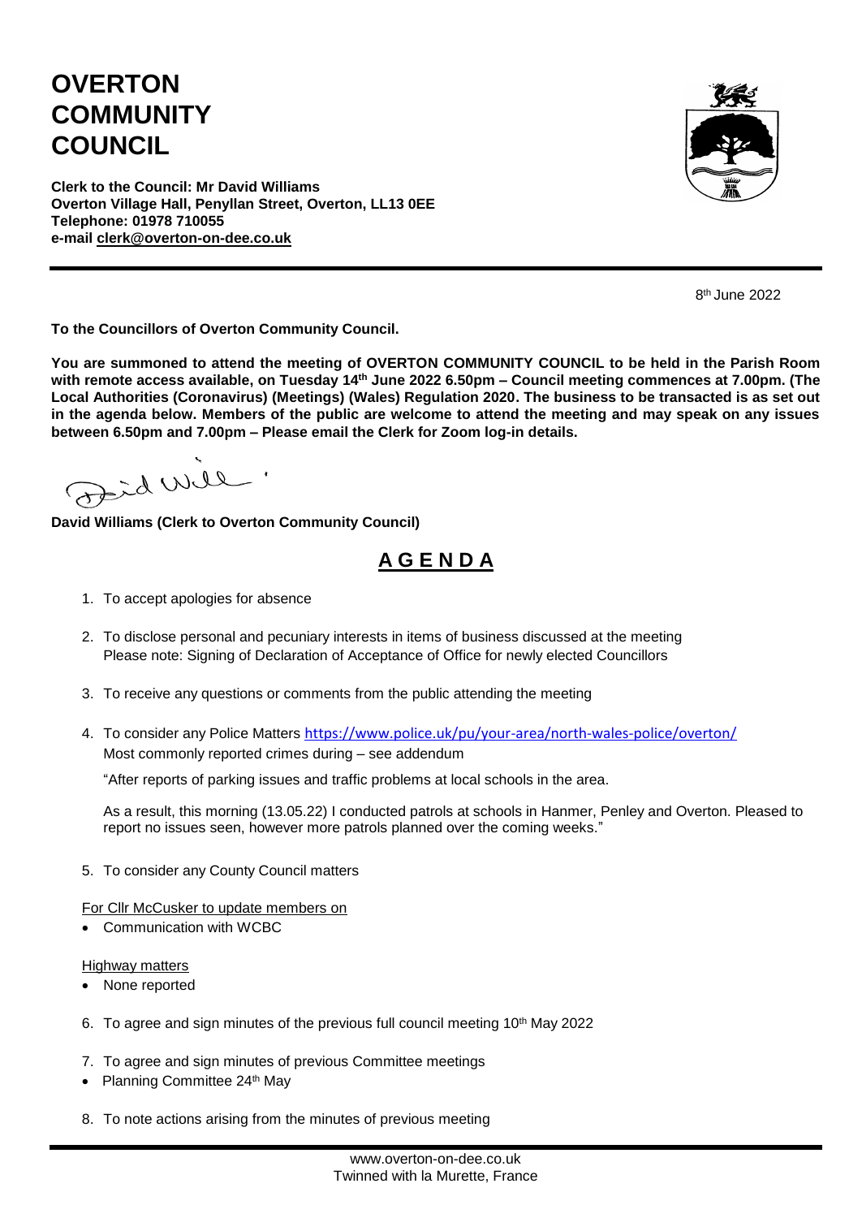# OVERTON COMMUNITY COUNCIL

**Clerk to the Council: Mr David Williams**
**Overton Village Hall, Penyllan Street, Overton, LL13 0EE**
**Telephone: 01978 710055**
**e-mail clerk@overton-on-dee.co.uk**

8th June 2022

**To the Councillors of Overton Community Council.**

**You are summoned to attend the meeting of OVERTON COMMUNITY COUNCIL to be held in the Parish Room with remote access available, on Tuesday 14th June 2022 6.50pm – Council meeting commences at 7.00pm. (The Local Authorities (Coronavirus) (Meetings) (Wales) Regulation 2020. The business to be transacted is as set out in the agenda below. Members of the public are welcome to attend the meeting and may speak on any issues between 6.50pm and 7.00pm – Please email the Clerk for Zoom log-in details.**

**David Williams (Clerk to Overton Community Council)**

## A G E N D A

1. To accept apologies for absence

2. To disclose personal and pecuniary interests in items of business discussed at the meeting
   Please note: Signing of Declaration of Acceptance of Office for newly elected Councillors

3. To receive any questions or comments from the public attending the meeting

4. To consider any Police Matters https://www.police.uk/pu/your-area/north-wales-police/overton/
   Most commonly reported crimes during – see addendum

   "After reports of parking issues and traffic problems at local schools in the area.

   As a result, this morning (13.05.22) I conducted patrols at schools in Hanmer, Penley and Overton. Pleased to report no issues seen, however more patrols planned over the coming weeks."

5. To consider any County Council matters

For Cllr McCusker to update members on

- Communication with WCBC

Highway matters

- None reported

6. To agree and sign minutes of the previous full council meeting 10th May 2022

7. To agree and sign minutes of previous Committee meetings

- Planning Committee 24th May

8. To note actions arising from the minutes of previous meeting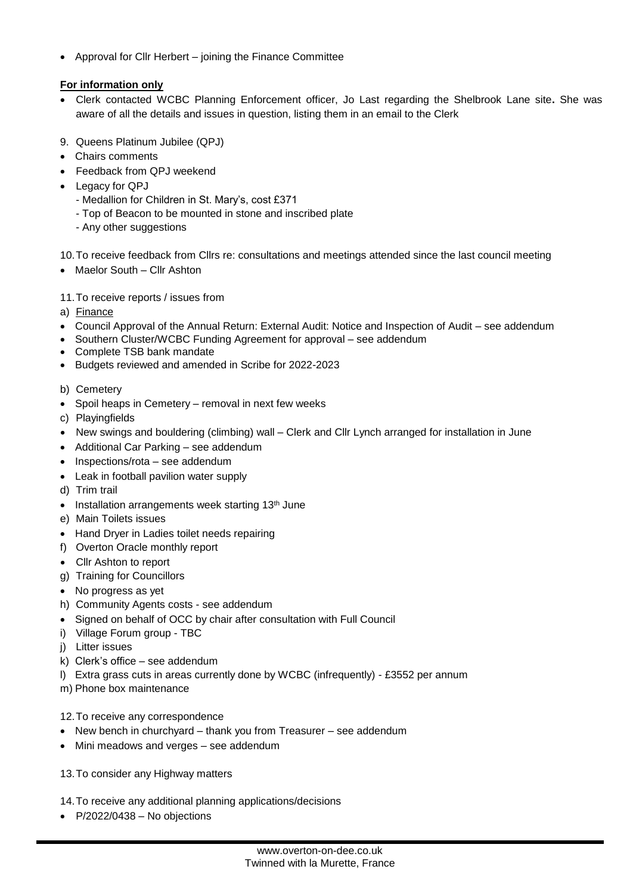- Approval for Cllr Herbert – joining the Finance Committee

**<u>For information only</u>**

- Clerk contacted WCBC Planning Enforcement officer, Jo Last regarding the Shelbrook Lane site**.** She was aware of all the details and issues in question, listing them in an email to the Clerk

9. Queens Platinum Jubilee (QPJ)

- Chairs comments
- Feedback from QPJ weekend
- Legacy for QPJ
  - Medallion for Children in St. Mary's, cost £371
  - Top of Beacon to be mounted in stone and inscribed plate
  - Any other suggestions

10. To receive feedback from Cllrs re: consultations and meetings attended since the last council meeting

- Maelor South – Cllr Ashton

11. To receive reports / issues from

a) <u>Finance</u>

- Council Approval of the Annual Return: External Audit: Notice and Inspection of Audit – see addendum
- Southern Cluster/WCBC Funding Agreement for approval – see addendum
- Complete TSB bank mandate
- Budgets reviewed and amended in Scribe for 2022-2023

b) Cemetery

- Spoil heaps in Cemetery – removal in next few weeks

c) Playingfields

- New swings and bouldering (climbing) wall – Clerk and Cllr Lynch arranged for installation in June
- Additional Car Parking – see addendum
- Inspections/rota – see addendum
- Leak in football pavilion water supply

d) Trim trail

- Installation arrangements week starting 13th June

e) Main Toilets issues

- Hand Dryer in Ladies toilet needs repairing

f) Overton Oracle monthly report

- Cllr Ashton to report

g) Training for Councillors

- No progress as yet

h) Community Agents costs - see addendum

- Signed on behalf of OCC by chair after consultation with Full Council

i) Village Forum group - TBC

j) Litter issues

k) Clerk's office – see addendum

l) Extra grass cuts in areas currently done by WCBC (infrequently) - £3552 per annum

m) Phone box maintenance

12. To receive any correspondence

- New bench in churchyard – thank you from Treasurer – see addendum
- Mini meadows and verges – see addendum

13. To consider any Highway matters

14. To receive any additional planning applications/decisions

- P/2022/0438 – No objections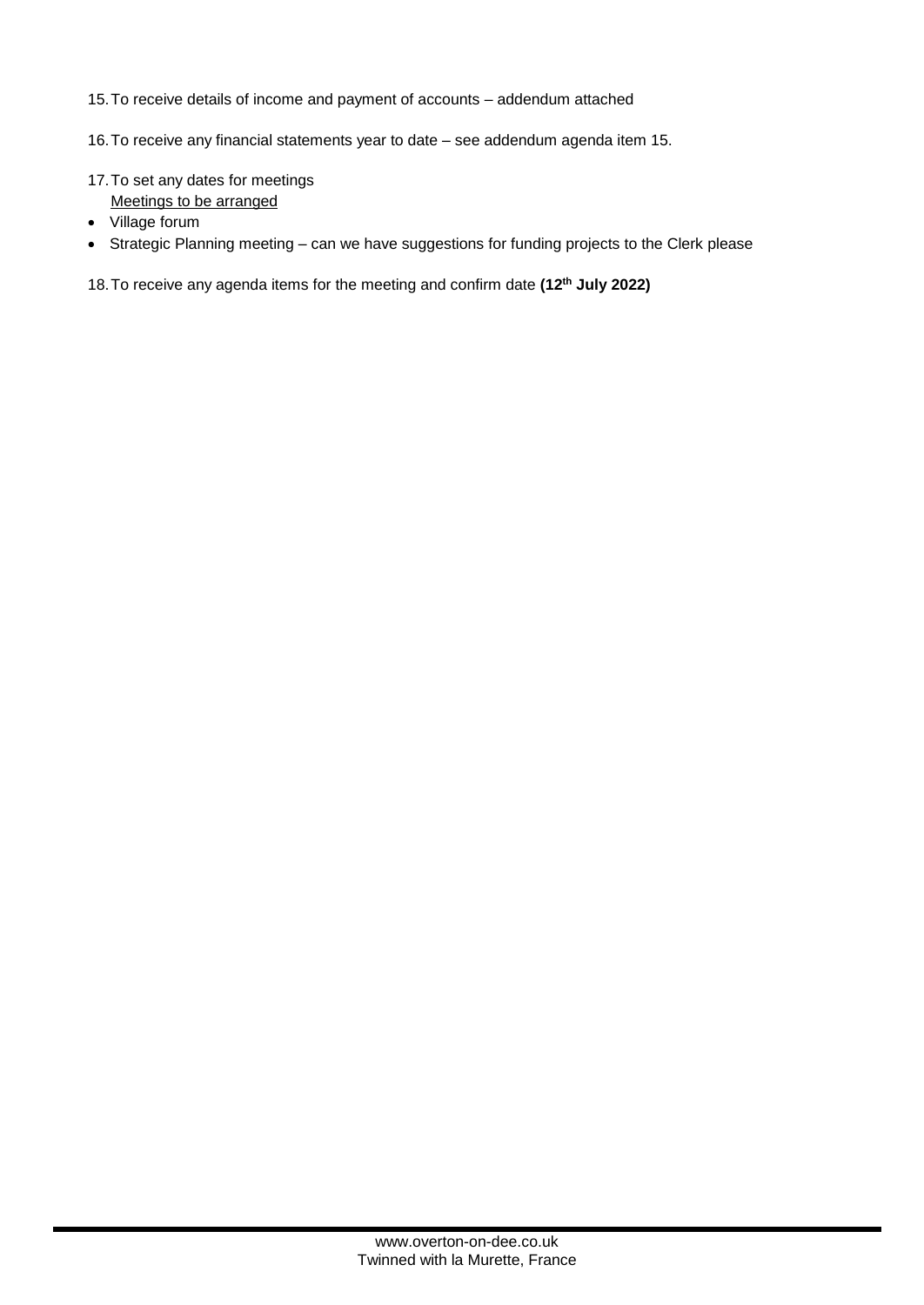15. To receive details of income and payment of accounts – addendum attached

16. To receive any financial statements year to date – see addendum agenda item 15.

17. To set any dates for meetings

    Meetings to be arranged

- Village forum
- Strategic Planning meeting – can we have suggestions for funding projects to the Clerk please

18. To receive any agenda items for the meeting and confirm date **(12th July 2022)**

www.overton-on-dee.co.uk
Twinned with la Murette, France